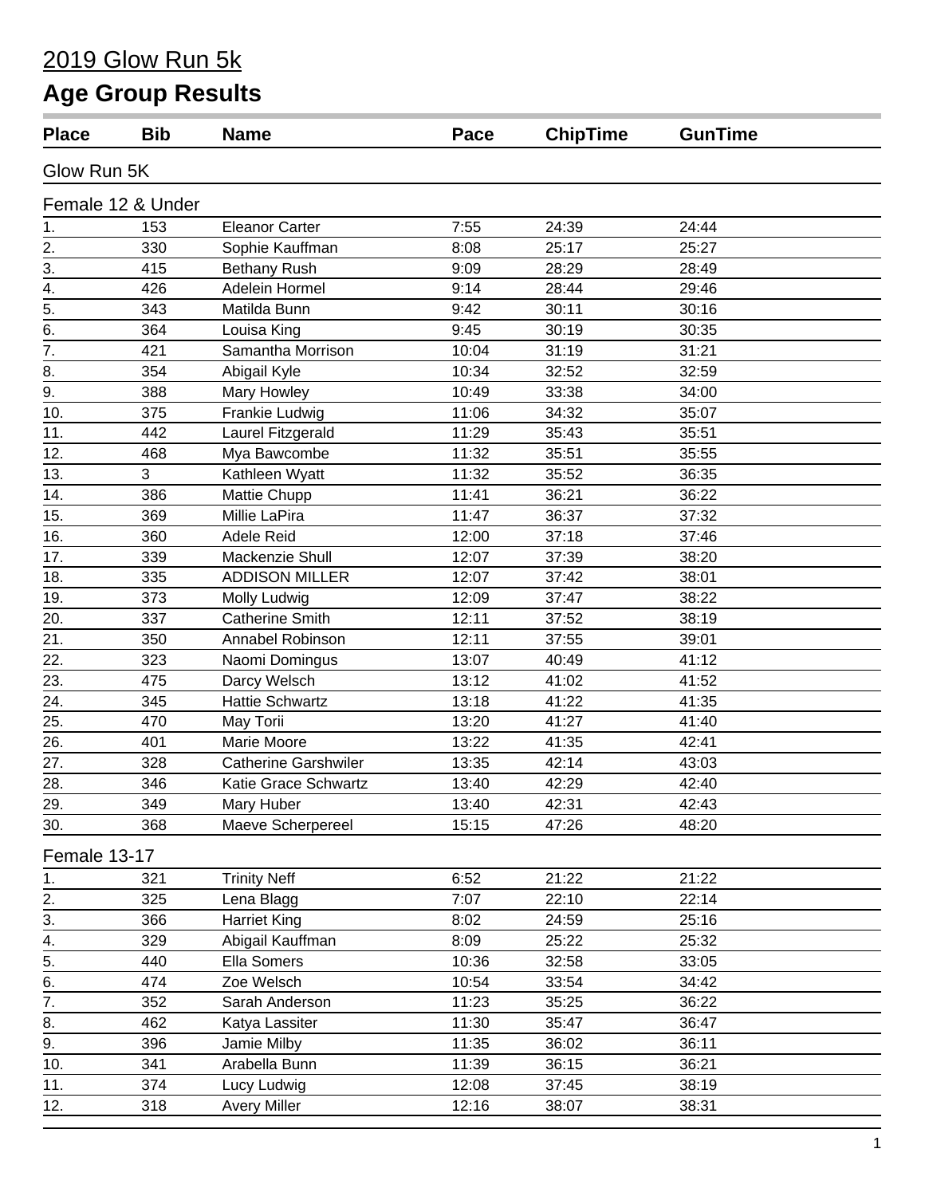# 2019 Glow Run 5k

# Age Group Results

| Place | Bib | Name | Pace | ChipTime | GunTime |
|---|---|---|---|---|---|
| **Glow Run 5K** | | | | | |
| **Female 12 & Under** | | | | | |
| 1. | 153 | Eleanor Carter | 7:55 | 24:39 | 24:44 |
| 2. | 330 | Sophie Kauffman | 8:08 | 25:17 | 25:27 |
| 3. | 415 | Bethany Rush | 9:09 | 28:29 | 28:49 |
| 4. | 426 | Adelein Hormel | 9:14 | 28:44 | 29:46 |
| 5. | 343 | Matilda Bunn | 9:42 | 30:11 | 30:16 |
| 6. | 364 | Louisa King | 9:45 | 30:19 | 30:35 |
| 7. | 421 | Samantha Morrison | 10:04 | 31:19 | 31:21 |
| 8. | 354 | Abigail Kyle | 10:34 | 32:52 | 32:59 |
| 9. | 388 | Mary Howley | 10:49 | 33:38 | 34:00 |
| 10. | 375 | Frankie Ludwig | 11:06 | 34:32 | 35:07 |
| 11. | 442 | Laurel Fitzgerald | 11:29 | 35:43 | 35:51 |
| 12. | 468 | Mya Bawcombe | 11:32 | 35:51 | 35:55 |
| 13. | 3 | Kathleen Wyatt | 11:32 | 35:52 | 36:35 |
| 14. | 386 | Mattie Chupp | 11:41 | 36:21 | 36:22 |
| 15. | 369 | Millie LaPira | 11:47 | 36:37 | 37:32 |
| 16. | 360 | Adele Reid | 12:00 | 37:18 | 37:46 |
| 17. | 339 | Mackenzie Shull | 12:07 | 37:39 | 38:20 |
| 18. | 335 | ADDISON MILLER | 12:07 | 37:42 | 38:01 |
| 19. | 373 | Molly Ludwig | 12:09 | 37:47 | 38:22 |
| 20. | 337 | Catherine Smith | 12:11 | 37:52 | 38:19 |
| 21. | 350 | Annabel Robinson | 12:11 | 37:55 | 39:01 |
| 22. | 323 | Naomi Domingus | 13:07 | 40:49 | 41:12 |
| 23. | 475 | Darcy Welsch | 13:12 | 41:02 | 41:52 |
| 24. | 345 | Hattie Schwartz | 13:18 | 41:22 | 41:35 |
| 25. | 470 | May Torii | 13:20 | 41:27 | 41:40 |
| 26. | 401 | Marie Moore | 13:22 | 41:35 | 42:41 |
| 27. | 328 | Catherine Garshwiler | 13:35 | 42:14 | 43:03 |
| 28. | 346 | Katie Grace Schwartz | 13:40 | 42:29 | 42:40 |
| 29. | 349 | Mary Huber | 13:40 | 42:31 | 42:43 |
| 30. | 368 | Maeve Scherpereel | 15:15 | 47:26 | 48:20 |
| **Female 13-17** | | | | | |
| 1. | 321 | Trinity Neff | 6:52 | 21:22 | 21:22 |
| 2. | 325 | Lena Blagg | 7:07 | 22:10 | 22:14 |
| 3. | 366 | Harriet King | 8:02 | 24:59 | 25:16 |
| 4. | 329 | Abigail Kauffman | 8:09 | 25:22 | 25:32 |
| 5. | 440 | Ella Somers | 10:36 | 32:58 | 33:05 |
| 6. | 474 | Zoe Welsch | 10:54 | 33:54 | 34:42 |
| 7. | 352 | Sarah Anderson | 11:23 | 35:25 | 36:22 |
| 8. | 462 | Katya Lassiter | 11:30 | 35:47 | 36:47 |
| 9. | 396 | Jamie Milby | 11:35 | 36:02 | 36:11 |
| 10. | 341 | Arabella Bunn | 11:39 | 36:15 | 36:21 |
| 11. | 374 | Lucy Ludwig | 12:08 | 37:45 | 38:19 |
| 12. | 318 | Avery Miller | 12:16 | 38:07 | 38:31 |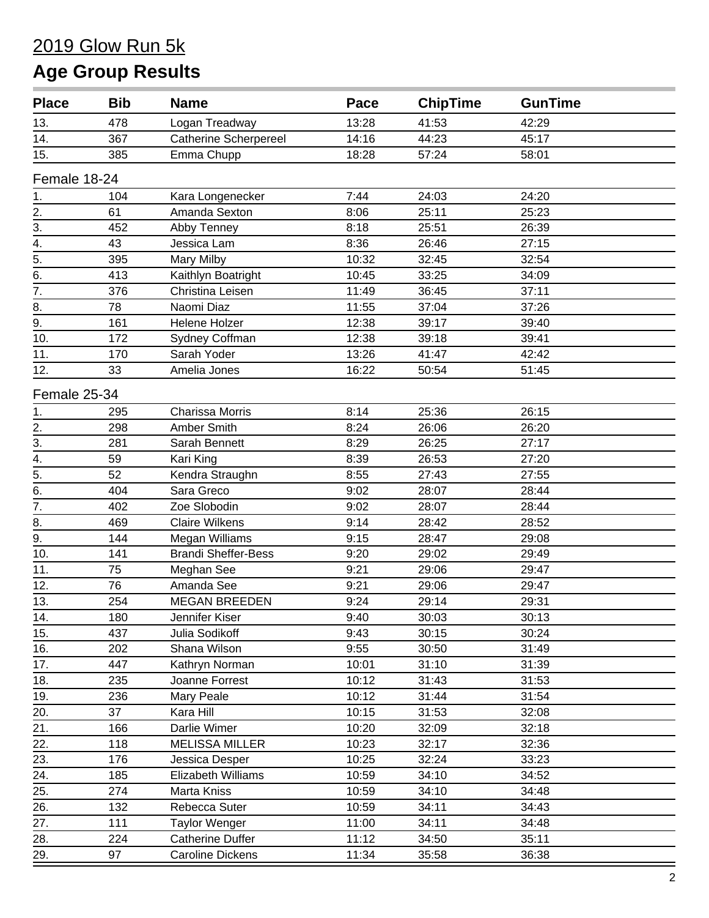# 2019 Glow Run 5k

## Age Group Results

| Place | Bib | Name | Pace | ChipTime | GunTime |
|---|---|---|---|---|---|
| 13. | 478 | Logan Treadway | 13:28 | 41:53 | 42:29 |
| 14. | 367 | Catherine Scherpereel | 14:16 | 44:23 | 45:17 |
| 15. | 385 | Emma Chupp | 18:28 | 57:24 | 58:01 |

### Female 18-24

| Place | Bib | Name | Pace | ChipTime | GunTime |
|---|---|---|---|---|---|
| 1. | 104 | Kara Longenecker | 7:44 | 24:03 | 24:20 |
| 2. | 61 | Amanda Sexton | 8:06 | 25:11 | 25:23 |
| 3. | 452 | Abby Tenney | 8:18 | 25:51 | 26:39 |
| 4. | 43 | Jessica Lam | 8:36 | 26:46 | 27:15 |
| 5. | 395 | Mary Milby | 10:32 | 32:45 | 32:54 |
| 6. | 413 | Kaithlyn Boatright | 10:45 | 33:25 | 34:09 |
| 7. | 376 | Christina Leisen | 11:49 | 36:45 | 37:11 |
| 8. | 78 | Naomi Diaz | 11:55 | 37:04 | 37:26 |
| 9. | 161 | Helene Holzer | 12:38 | 39:17 | 39:40 |
| 10. | 172 | Sydney Coffman | 12:38 | 39:18 | 39:41 |
| 11. | 170 | Sarah Yoder | 13:26 | 41:47 | 42:42 |
| 12. | 33 | Amelia Jones | 16:22 | 50:54 | 51:45 |

### Female 25-34

| Place | Bib | Name | Pace | ChipTime | GunTime |
|---|---|---|---|---|---|
| 1. | 295 | Charissa Morris | 8:14 | 25:36 | 26:15 |
| 2. | 298 | Amber Smith | 8:24 | 26:06 | 26:20 |
| 3. | 281 | Sarah Bennett | 8:29 | 26:25 | 27:17 |
| 4. | 59 | Kari King | 8:39 | 26:53 | 27:20 |
| 5. | 52 | Kendra Straughn | 8:55 | 27:43 | 27:55 |
| 6. | 404 | Sara Greco | 9:02 | 28:07 | 28:44 |
| 7. | 402 | Zoe Slobodin | 9:02 | 28:07 | 28:44 |
| 8. | 469 | Claire Wilkens | 9:14 | 28:42 | 28:52 |
| 9. | 144 | Megan Williams | 9:15 | 28:47 | 29:08 |
| 10. | 141 | Brandi Sheffer-Bess | 9:20 | 29:02 | 29:49 |
| 11. | 75 | Meghan See | 9:21 | 29:06 | 29:47 |
| 12. | 76 | Amanda See | 9:21 | 29:06 | 29:47 |
| 13. | 254 | MEGAN BREEDEN | 9:24 | 29:14 | 29:31 |
| 14. | 180 | Jennifer Kiser | 9:40 | 30:03 | 30:13 |
| 15. | 437 | Julia Sodikoff | 9:43 | 30:15 | 30:24 |
| 16. | 202 | Shana Wilson | 9:55 | 30:50 | 31:49 |
| 17. | 447 | Kathryn Norman | 10:01 | 31:10 | 31:39 |
| 18. | 235 | Joanne Forrest | 10:12 | 31:43 | 31:53 |
| 19. | 236 | Mary Peale | 10:12 | 31:44 | 31:54 |
| 20. | 37 | Kara Hill | 10:15 | 31:53 | 32:08 |
| 21. | 166 | Darlie Wimer | 10:20 | 32:09 | 32:18 |
| 22. | 118 | MELISSA MILLER | 10:23 | 32:17 | 32:36 |
| 23. | 176 | Jessica Desper | 10:25 | 32:24 | 33:23 |
| 24. | 185 | Elizabeth Williams | 10:59 | 34:10 | 34:52 |
| 25. | 274 | Marta Kniss | 10:59 | 34:10 | 34:48 |
| 26. | 132 | Rebecca Suter | 10:59 | 34:11 | 34:43 |
| 27. | 111 | Taylor Wenger | 11:00 | 34:11 | 34:48 |
| 28. | 224 | Catherine Duffer | 11:12 | 34:50 | 35:11 |
| 29. | 97 | Caroline Dickens | 11:34 | 35:58 | 36:38 |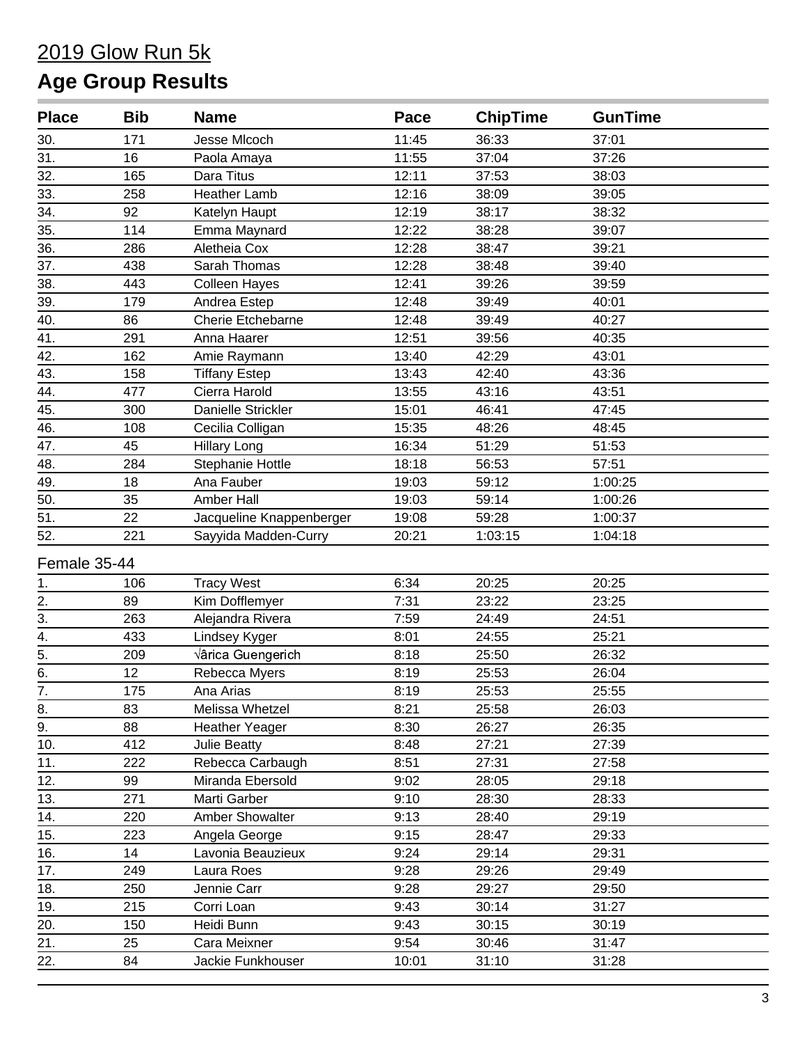# 2019 Glow Run 5k

## Age Group Results

| Place | Bib | Name | Pace | ChipTime | GunTime |
|---|---|---|---|---|---|
| 30. | 171 | Jesse Mlcoch | 11:45 | 36:33 | 37:01 |
| 31. | 16 | Paola Amaya | 11:55 | 37:04 | 37:26 |
| 32. | 165 | Dara Titus | 12:11 | 37:53 | 38:03 |
| 33. | 258 | Heather Lamb | 12:16 | 38:09 | 39:05 |
| 34. | 92 | Katelyn Haupt | 12:19 | 38:17 | 38:32 |
| 35. | 114 | Emma Maynard | 12:22 | 38:28 | 39:07 |
| 36. | 286 | Aletheia Cox | 12:28 | 38:47 | 39:21 |
| 37. | 438 | Sarah Thomas | 12:28 | 38:48 | 39:40 |
| 38. | 443 | Colleen Hayes | 12:41 | 39:26 | 39:59 |
| 39. | 179 | Andrea Estep | 12:48 | 39:49 | 40:01 |
| 40. | 86 | Cherie Etchebarne | 12:48 | 39:49 | 40:27 |
| 41. | 291 | Anna Haarer | 12:51 | 39:56 | 40:35 |
| 42. | 162 | Amie Raymann | 13:40 | 42:29 | 43:01 |
| 43. | 158 | Tiffany Estep | 13:43 | 42:40 | 43:36 |
| 44. | 477 | Cierra Harold | 13:55 | 43:16 | 43:51 |
| 45. | 300 | Danielle Strickler | 15:01 | 46:41 | 47:45 |
| 46. | 108 | Cecilia Colligan | 15:35 | 48:26 | 48:45 |
| 47. | 45 | Hillary Long | 16:34 | 51:29 | 51:53 |
| 48. | 284 | Stephanie Hottle | 18:18 | 56:53 | 57:51 |
| 49. | 18 | Ana Fauber | 19:03 | 59:12 | 1:00:25 |
| 50. | 35 | Amber Hall | 19:03 | 59:14 | 1:00:26 |
| 51. | 22 | Jacqueline Knappenberger | 19:08 | 59:28 | 1:00:37 |
| 52. | 221 | Sayyida Madden-Curry | 20:21 | 1:03:15 | 1:04:18 |

Female 35-44

| Place | Bib | Name | Pace | ChipTime | GunTime |
|---|---|---|---|---|---|
| 1. | 106 | Tracy West | 6:34 | 20:25 | 20:25 |
| 2. | 89 | Kim Dofflemyer | 7:31 | 23:22 | 23:25 |
| 3. | 263 | Alejandra Rivera | 7:59 | 24:49 | 24:51 |
| 4. | 433 | Lindsey Kyger | 8:01 | 24:55 | 25:21 |
| 5. | 209 | √ârica Guengerich | 8:18 | 25:50 | 26:32 |
| 6. | 12 | Rebecca Myers | 8:19 | 25:53 | 26:04 |
| 7. | 175 | Ana Arias | 8:19 | 25:53 | 25:55 |
| 8. | 83 | Melissa Whetzel | 8:21 | 25:58 | 26:03 |
| 9. | 88 | Heather Yeager | 8:30 | 26:27 | 26:35 |
| 10. | 412 | Julie Beatty | 8:48 | 27:21 | 27:39 |
| 11. | 222 | Rebecca Carbaugh | 8:51 | 27:31 | 27:58 |
| 12. | 99 | Miranda Ebersold | 9:02 | 28:05 | 29:18 |
| 13. | 271 | Marti Garber | 9:10 | 28:30 | 28:33 |
| 14. | 220 | Amber Showalter | 9:13 | 28:40 | 29:19 |
| 15. | 223 | Angela George | 9:15 | 28:47 | 29:33 |
| 16. | 14 | Lavonia Beauzieux | 9:24 | 29:14 | 29:31 |
| 17. | 249 | Laura Roes | 9:28 | 29:26 | 29:49 |
| 18. | 250 | Jennie Carr | 9:28 | 29:27 | 29:50 |
| 19. | 215 | Corri Loan | 9:43 | 30:14 | 31:27 |
| 20. | 150 | Heidi Bunn | 9:43 | 30:15 | 30:19 |
| 21. | 25 | Cara Meixner | 9:54 | 30:46 | 31:47 |
| 22. | 84 | Jackie Funkhouser | 10:01 | 31:10 | 31:28 |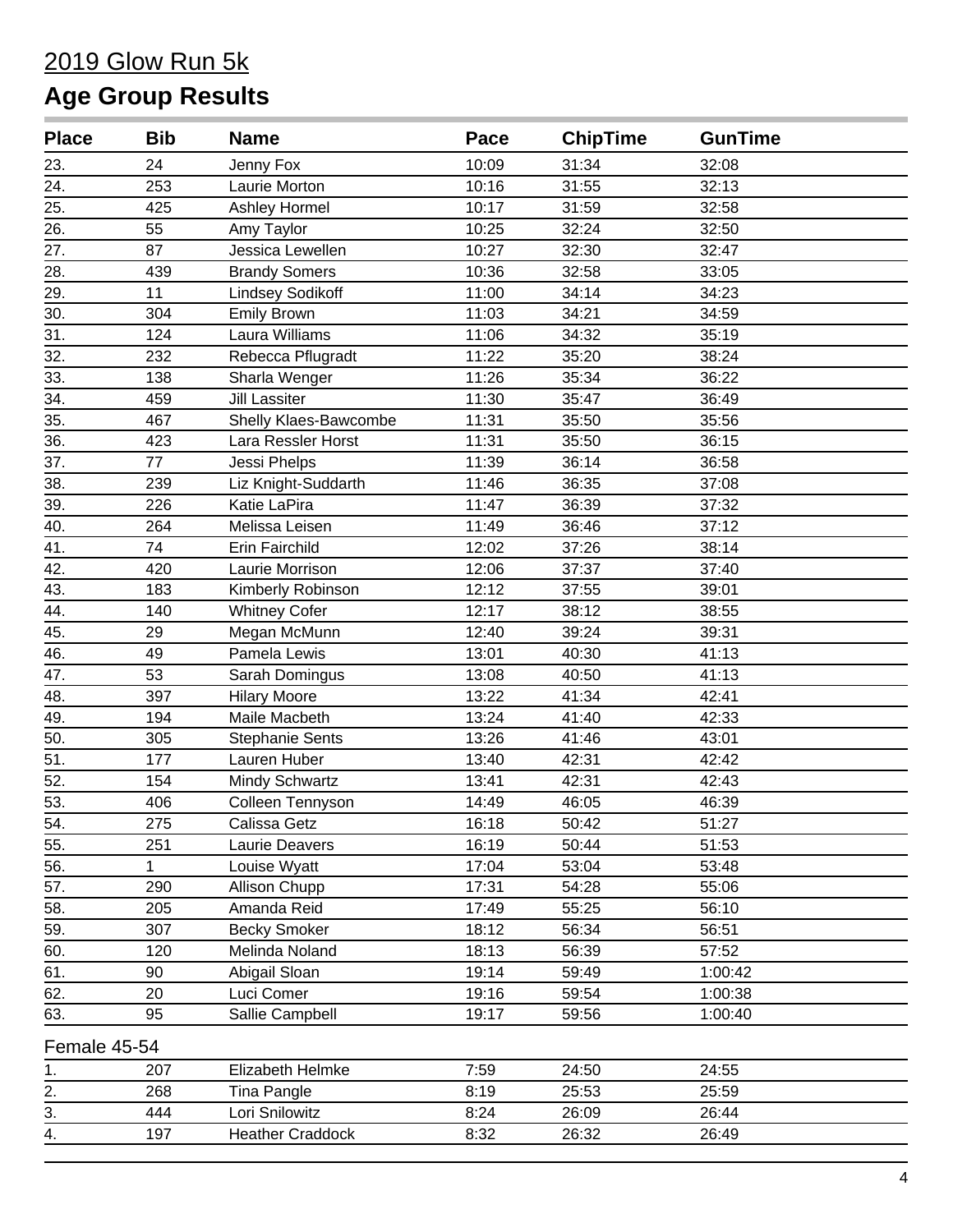## 2019 Glow Run 5k

# Age Group Results

| Place | Bib | Name | Pace | ChipTime | GunTime |
|---|---|---|---|---|---|
| 23. | 24 | Jenny Fox | 10:09 | 31:34 | 32:08 |
| 24. | 253 | Laurie Morton | 10:16 | 31:55 | 32:13 |
| 25. | 425 | Ashley Hormel | 10:17 | 31:59 | 32:58 |
| 26. | 55 | Amy Taylor | 10:25 | 32:24 | 32:50 |
| 27. | 87 | Jessica Lewellen | 10:27 | 32:30 | 32:47 |
| 28. | 439 | Brandy Somers | 10:36 | 32:58 | 33:05 |
| 29. | 11 | Lindsey Sodikoff | 11:00 | 34:14 | 34:23 |
| 30. | 304 | Emily Brown | 11:03 | 34:21 | 34:59 |
| 31. | 124 | Laura Williams | 11:06 | 34:32 | 35:19 |
| 32. | 232 | Rebecca Pflugradt | 11:22 | 35:20 | 38:24 |
| 33. | 138 | Sharla Wenger | 11:26 | 35:34 | 36:22 |
| 34. | 459 | Jill Lassiter | 11:30 | 35:47 | 36:49 |
| 35. | 467 | Shelly Klaes-Bawcombe | 11:31 | 35:50 | 35:56 |
| 36. | 423 | Lara Ressler Horst | 11:31 | 35:50 | 36:15 |
| 37. | 77 | Jessi Phelps | 11:39 | 36:14 | 36:58 |
| 38. | 239 | Liz Knight-Suddarth | 11:46 | 36:35 | 37:08 |
| 39. | 226 | Katie LaPira | 11:47 | 36:39 | 37:32 |
| 40. | 264 | Melissa Leisen | 11:49 | 36:46 | 37:12 |
| 41. | 74 | Erin Fairchild | 12:02 | 37:26 | 38:14 |
| 42. | 420 | Laurie Morrison | 12:06 | 37:37 | 37:40 |
| 43. | 183 | Kimberly Robinson | 12:12 | 37:55 | 39:01 |
| 44. | 140 | Whitney Cofer | 12:17 | 38:12 | 38:55 |
| 45. | 29 | Megan McMunn | 12:40 | 39:24 | 39:31 |
| 46. | 49 | Pamela Lewis | 13:01 | 40:30 | 41:13 |
| 47. | 53 | Sarah Domingus | 13:08 | 40:50 | 41:13 |
| 48. | 397 | Hilary Moore | 13:22 | 41:34 | 42:41 |
| 49. | 194 | Maile Macbeth | 13:24 | 41:40 | 42:33 |
| 50. | 305 | Stephanie Sents | 13:26 | 41:46 | 43:01 |
| 51. | 177 | Lauren Huber | 13:40 | 42:31 | 42:42 |
| 52. | 154 | Mindy Schwartz | 13:41 | 42:31 | 42:43 |
| 53. | 406 | Colleen Tennyson | 14:49 | 46:05 | 46:39 |
| 54. | 275 | Calissa Getz | 16:18 | 50:42 | 51:27 |
| 55. | 251 | Laurie Deavers | 16:19 | 50:44 | 51:53 |
| 56. | 1 | Louise Wyatt | 17:04 | 53:04 | 53:48 |
| 57. | 290 | Allison Chupp | 17:31 | 54:28 | 55:06 |
| 58. | 205 | Amanda Reid | 17:49 | 55:25 | 56:10 |
| 59. | 307 | Becky Smoker | 18:12 | 56:34 | 56:51 |
| 60. | 120 | Melinda Noland | 18:13 | 56:39 | 57:52 |
| 61. | 90 | Abigail Sloan | 19:14 | 59:49 | 1:00:42 |
| 62. | 20 | Luci Comer | 19:16 | 59:54 | 1:00:38 |
| 63. | 95 | Sallie Campbell | 19:17 | 59:56 | 1:00:40 |

Female 45-54

| Place | Bib | Name | Pace | ChipTime | GunTime |
|---|---|---|---|---|---|
| 1. | 207 | Elizabeth Helmke | 7:59 | 24:50 | 24:55 |
| 2. | 268 | Tina Pangle | 8:19 | 25:53 | 25:59 |
| 3. | 444 | Lori Snilowitz | 8:24 | 26:09 | 26:44 |
| 4. | 197 | Heather Craddock | 8:32 | 26:32 | 26:49 |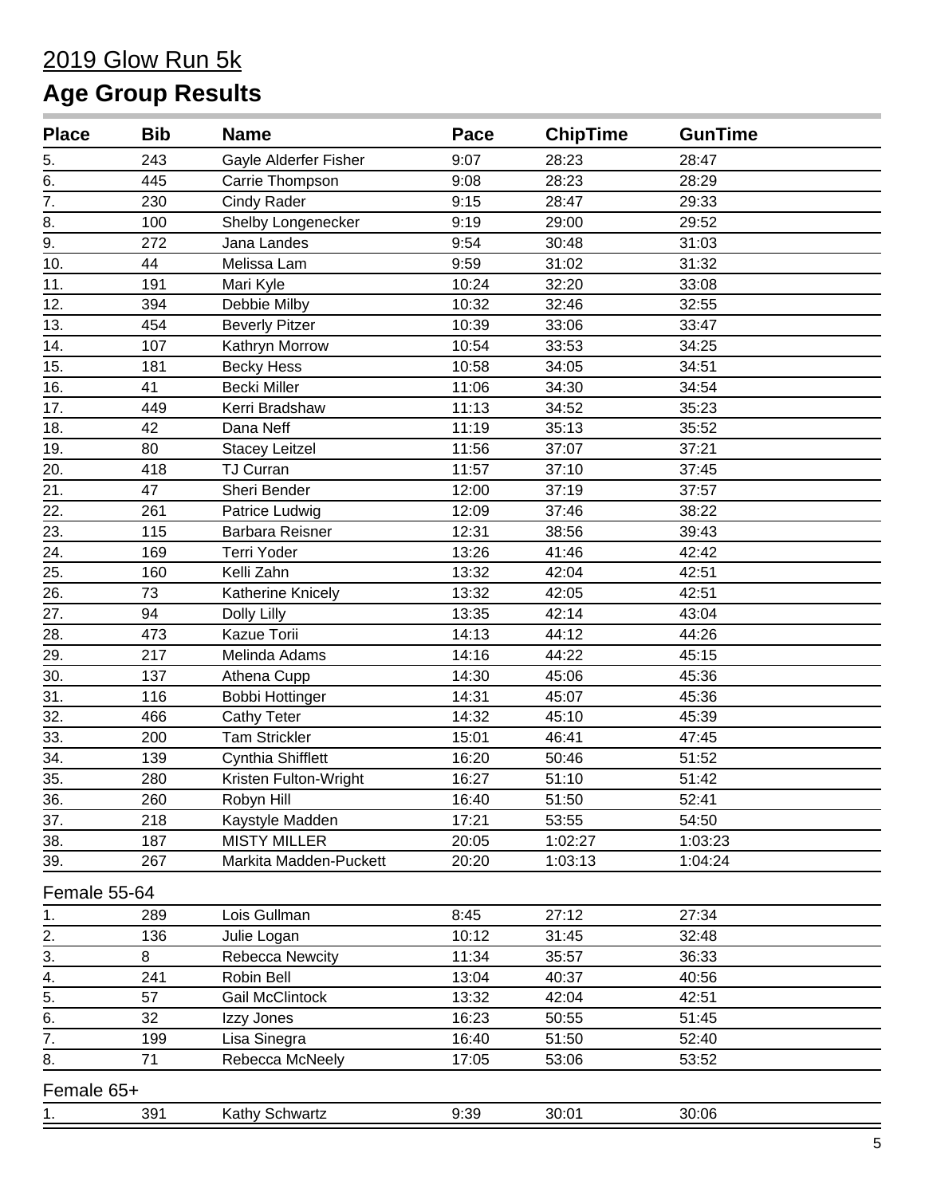# 2019 Glow Run 5k

## Age Group Results

| Place | Bib | Name | Pace | ChipTime | GunTime |
|---|---|---|---|---|---|
| 5. | 243 | Gayle Alderfer Fisher | 9:07 | 28:23 | 28:47 |
| 6. | 445 | Carrie Thompson | 9:08 | 28:23 | 28:29 |
| 7. | 230 | Cindy Rader | 9:15 | 28:47 | 29:33 |
| 8. | 100 | Shelby Longenecker | 9:19 | 29:00 | 29:52 |
| 9. | 272 | Jana Landes | 9:54 | 30:48 | 31:03 |
| 10. | 44 | Melissa Lam | 9:59 | 31:02 | 31:32 |
| 11. | 191 | Mari Kyle | 10:24 | 32:20 | 33:08 |
| 12. | 394 | Debbie Milby | 10:32 | 32:46 | 32:55 |
| 13. | 454 | Beverly Pitzer | 10:39 | 33:06 | 33:47 |
| 14. | 107 | Kathryn Morrow | 10:54 | 33:53 | 34:25 |
| 15. | 181 | Becky Hess | 10:58 | 34:05 | 34:51 |
| 16. | 41 | Becki Miller | 11:06 | 34:30 | 34:54 |
| 17. | 449 | Kerri Bradshaw | 11:13 | 34:52 | 35:23 |
| 18. | 42 | Dana Neff | 11:19 | 35:13 | 35:52 |
| 19. | 80 | Stacey Leitzel | 11:56 | 37:07 | 37:21 |
| 20. | 418 | TJ Curran | 11:57 | 37:10 | 37:45 |
| 21. | 47 | Sheri Bender | 12:00 | 37:19 | 37:57 |
| 22. | 261 | Patrice Ludwig | 12:09 | 37:46 | 38:22 |
| 23. | 115 | Barbara Reisner | 12:31 | 38:56 | 39:43 |
| 24. | 169 | Terri Yoder | 13:26 | 41:46 | 42:42 |
| 25. | 160 | Kelli Zahn | 13:32 | 42:04 | 42:51 |
| 26. | 73 | Katherine Knicely | 13:32 | 42:05 | 42:51 |
| 27. | 94 | Dolly Lilly | 13:35 | 42:14 | 43:04 |
| 28. | 473 | Kazue Torii | 14:13 | 44:12 | 44:26 |
| 29. | 217 | Melinda Adams | 14:16 | 44:22 | 45:15 |
| 30. | 137 | Athena Cupp | 14:30 | 45:06 | 45:36 |
| 31. | 116 | Bobbi Hottinger | 14:31 | 45:07 | 45:36 |
| 32. | 466 | Cathy Teter | 14:32 | 45:10 | 45:39 |
| 33. | 200 | Tam Strickler | 15:01 | 46:41 | 47:45 |
| 34. | 139 | Cynthia Shifflett | 16:20 | 50:46 | 51:52 |
| 35. | 280 | Kristen Fulton-Wright | 16:27 | 51:10 | 51:42 |
| 36. | 260 | Robyn Hill | 16:40 | 51:50 | 52:41 |
| 37. | 218 | Kaystyle Madden | 17:21 | 53:55 | 54:50 |
| 38. | 187 | MISTY MILLER | 20:05 | 1:02:27 | 1:03:23 |
| 39. | 267 | Markita Madden-Puckett | 20:20 | 1:03:13 | 1:04:24 |

### Female 55-64

| Place | Bib | Name | Pace | ChipTime | GunTime |
|---|---|---|---|---|---|
| 1. | 289 | Lois Gullman | 8:45 | 27:12 | 27:34 |
| 2. | 136 | Julie Logan | 10:12 | 31:45 | 32:48 |
| 3. | 8 | Rebecca Newcity | 11:34 | 35:57 | 36:33 |
| 4. | 241 | Robin Bell | 13:04 | 40:37 | 40:56 |
| 5. | 57 | Gail McClintock | 13:32 | 42:04 | 42:51 |
| 6. | 32 | Izzy Jones | 16:23 | 50:55 | 51:45 |
| 7. | 199 | Lisa Sinegra | 16:40 | 51:50 | 52:40 |
| 8. | 71 | Rebecca McNeely | 17:05 | 53:06 | 53:52 |

### Female 65+

| Place | Bib | Name | Pace | ChipTime | GunTime |
|---|---|---|---|---|---|
| 1. | 391 | Kathy Schwartz | 9:39 | 30:01 | 30:06 |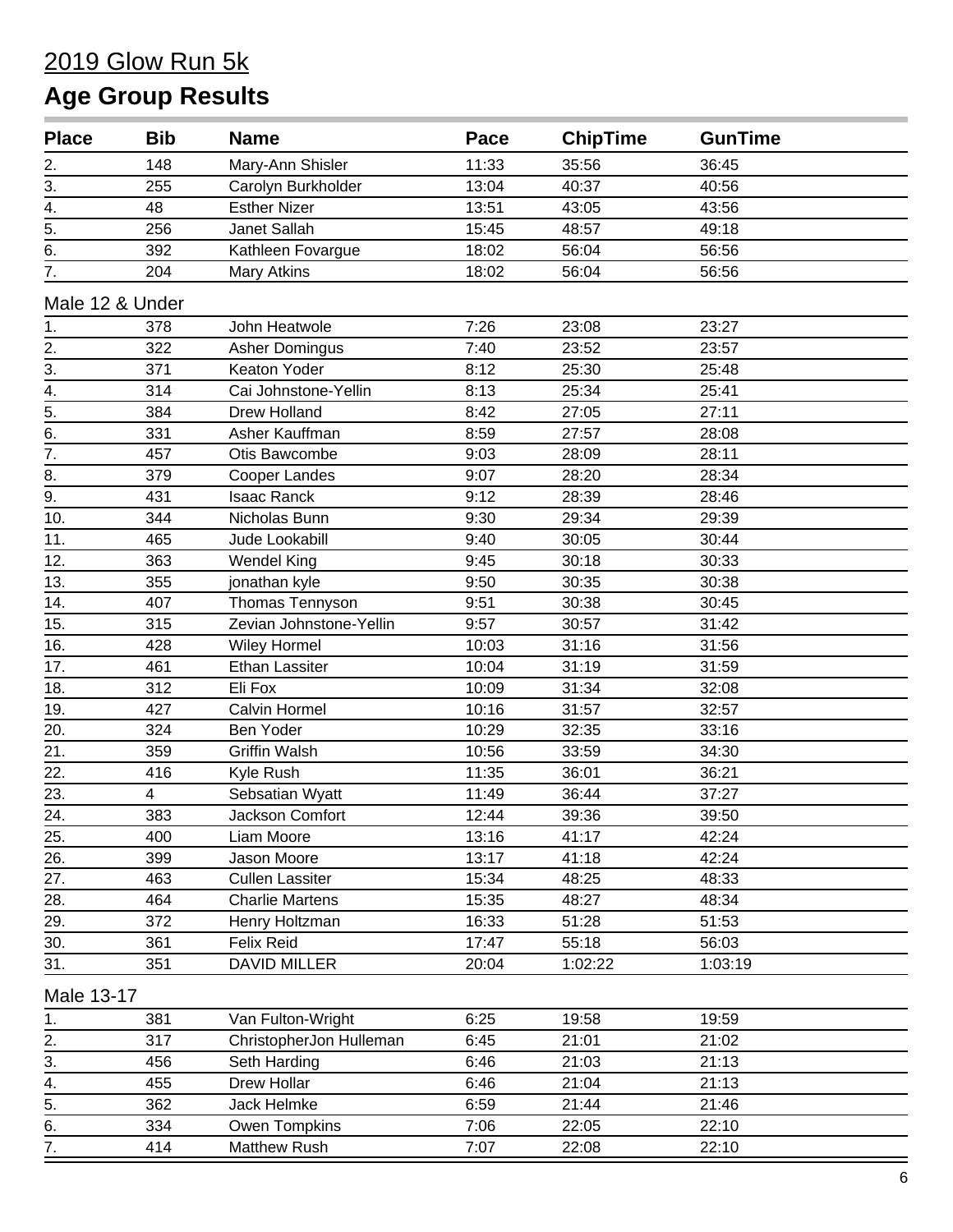# 2019 Glow Run 5k

## Age Group Results

| Place | Bib | Name | Pace | ChipTime | GunTime |
|---|---|---|---|---|---|
| 2. | 148 | Mary-Ann Shisler | 11:33 | 35:56 | 36:45 |
| 3. | 255 | Carolyn Burkholder | 13:04 | 40:37 | 40:56 |
| 4. | 48 | Esther Nizer | 13:51 | 43:05 | 43:56 |
| 5. | 256 | Janet Sallah | 15:45 | 48:57 | 49:18 |
| 6. | 392 | Kathleen Fovargue | 18:02 | 56:04 | 56:56 |
| 7. | 204 | Mary Atkins | 18:02 | 56:04 | 56:56 |

Male 12 & Under

| Place | Bib | Name | Pace | ChipTime | GunTime |
|---|---|---|---|---|---|
| 1. | 378 | John Heatwole | 7:26 | 23:08 | 23:27 |
| 2. | 322 | Asher Domingus | 7:40 | 23:52 | 23:57 |
| 3. | 371 | Keaton Yoder | 8:12 | 25:30 | 25:48 |
| 4. | 314 | Cai Johnstone-Yellin | 8:13 | 25:34 | 25:41 |
| 5. | 384 | Drew Holland | 8:42 | 27:05 | 27:11 |
| 6. | 331 | Asher Kauffman | 8:59 | 27:57 | 28:08 |
| 7. | 457 | Otis Bawcombe | 9:03 | 28:09 | 28:11 |
| 8. | 379 | Cooper Landes | 9:07 | 28:20 | 28:34 |
| 9. | 431 | Isaac Ranck | 9:12 | 28:39 | 28:46 |
| 10. | 344 | Nicholas Bunn | 9:30 | 29:34 | 29:39 |
| 11. | 465 | Jude Lookabill | 9:40 | 30:05 | 30:44 |
| 12. | 363 | Wendel King | 9:45 | 30:18 | 30:33 |
| 13. | 355 | jonathan kyle | 9:50 | 30:35 | 30:38 |
| 14. | 407 | Thomas Tennyson | 9:51 | 30:38 | 30:45 |
| 15. | 315 | Zevian Johnstone-Yellin | 9:57 | 30:57 | 31:42 |
| 16. | 428 | Wiley Hormel | 10:03 | 31:16 | 31:56 |
| 17. | 461 | Ethan Lassiter | 10:04 | 31:19 | 31:59 |
| 18. | 312 | Eli Fox | 10:09 | 31:34 | 32:08 |
| 19. | 427 | Calvin Hormel | 10:16 | 31:57 | 32:57 |
| 20. | 324 | Ben Yoder | 10:29 | 32:35 | 33:16 |
| 21. | 359 | Griffin Walsh | 10:56 | 33:59 | 34:30 |
| 22. | 416 | Kyle Rush | 11:35 | 36:01 | 36:21 |
| 23. | 4 | Sebsatian Wyatt | 11:49 | 36:44 | 37:27 |
| 24. | 383 | Jackson Comfort | 12:44 | 39:36 | 39:50 |
| 25. | 400 | Liam Moore | 13:16 | 41:17 | 42:24 |
| 26. | 399 | Jason Moore | 13:17 | 41:18 | 42:24 |
| 27. | 463 | Cullen Lassiter | 15:34 | 48:25 | 48:33 |
| 28. | 464 | Charlie Martens | 15:35 | 48:27 | 48:34 |
| 29. | 372 | Henry Holtzman | 16:33 | 51:28 | 51:53 |
| 30. | 361 | Felix Reid | 17:47 | 55:18 | 56:03 |
| 31. | 351 | DAVID MILLER | 20:04 | 1:02:22 | 1:03:19 |

Male 13-17

| Place | Bib | Name | Pace | ChipTime | GunTime |
|---|---|---|---|---|---|
| 1. | 381 | Van Fulton-Wright | 6:25 | 19:58 | 19:59 |
| 2. | 317 | ChristopherJon Hulleman | 6:45 | 21:01 | 21:02 |
| 3. | 456 | Seth Harding | 6:46 | 21:03 | 21:13 |
| 4. | 455 | Drew Hollar | 6:46 | 21:04 | 21:13 |
| 5. | 362 | Jack Helmke | 6:59 | 21:44 | 21:46 |
| 6. | 334 | Owen Tompkins | 7:06 | 22:05 | 22:10 |
| 7. | 414 | Matthew Rush | 7:07 | 22:08 | 22:10 |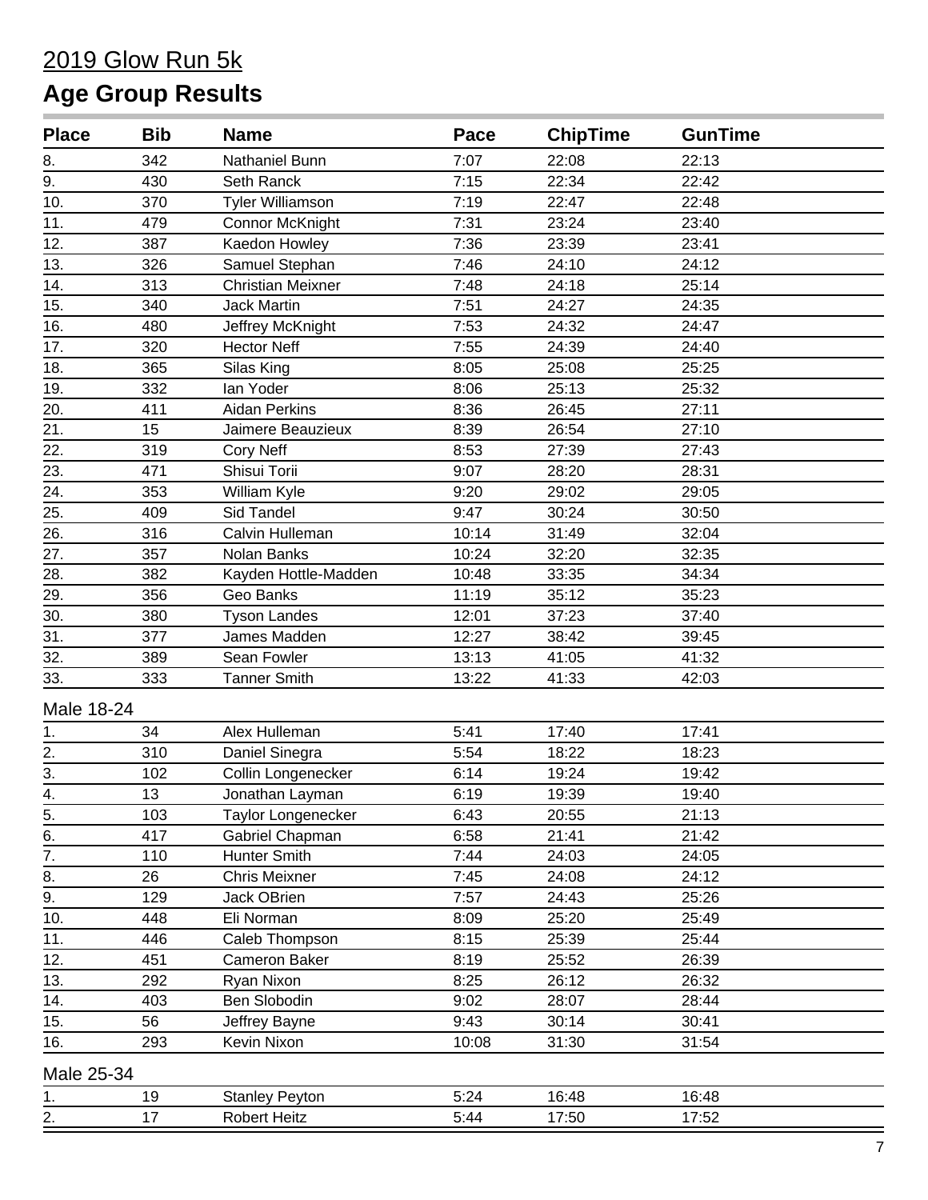# 2019 Glow Run 5k

## Age Group Results

| Place | Bib | Name | Pace | ChipTime | GunTime |
|---|---|---|---|---|---|
| 8. | 342 | Nathaniel Bunn | 7:07 | 22:08 | 22:13 |
| 9. | 430 | Seth Ranck | 7:15 | 22:34 | 22:42 |
| 10. | 370 | Tyler Williamson | 7:19 | 22:47 | 22:48 |
| 11. | 479 | Connor McKnight | 7:31 | 23:24 | 23:40 |
| 12. | 387 | Kaedon Howley | 7:36 | 23:39 | 23:41 |
| 13. | 326 | Samuel Stephan | 7:46 | 24:10 | 24:12 |
| 14. | 313 | Christian Meixner | 7:48 | 24:18 | 25:14 |
| 15. | 340 | Jack Martin | 7:51 | 24:27 | 24:35 |
| 16. | 480 | Jeffrey McKnight | 7:53 | 24:32 | 24:47 |
| 17. | 320 | Hector Neff | 7:55 | 24:39 | 24:40 |
| 18. | 365 | Silas King | 8:05 | 25:08 | 25:25 |
| 19. | 332 | Ian Yoder | 8:06 | 25:13 | 25:32 |
| 20. | 411 | Aidan Perkins | 8:36 | 26:45 | 27:11 |
| 21. | 15 | Jaimere Beauzieux | 8:39 | 26:54 | 27:10 |
| 22. | 319 | Cory Neff | 8:53 | 27:39 | 27:43 |
| 23. | 471 | Shisui Torii | 9:07 | 28:20 | 28:31 |
| 24. | 353 | William Kyle | 9:20 | 29:02 | 29:05 |
| 25. | 409 | Sid Tandel | 9:47 | 30:24 | 30:50 |
| 26. | 316 | Calvin Hulleman | 10:14 | 31:49 | 32:04 |
| 27. | 357 | Nolan Banks | 10:24 | 32:20 | 32:35 |
| 28. | 382 | Kayden Hottle-Madden | 10:48 | 33:35 | 34:34 |
| 29. | 356 | Geo Banks | 11:19 | 35:12 | 35:23 |
| 30. | 380 | Tyson Landes | 12:01 | 37:23 | 37:40 |
| 31. | 377 | James Madden | 12:27 | 38:42 | 39:45 |
| 32. | 389 | Sean Fowler | 13:13 | 41:05 | 41:32 |
| 33. | 333 | Tanner Smith | 13:22 | 41:33 | 42:03 |

Male 18-24

| Place | Bib | Name | Pace | ChipTime | GunTime |
|---|---|---|---|---|---|
| 1. | 34 | Alex Hulleman | 5:41 | 17:40 | 17:41 |
| 2. | 310 | Daniel Sinegra | 5:54 | 18:22 | 18:23 |
| 3. | 102 | Collin Longenecker | 6:14 | 19:24 | 19:42 |
| 4. | 13 | Jonathan Layman | 6:19 | 19:39 | 19:40 |
| 5. | 103 | Taylor Longenecker | 6:43 | 20:55 | 21:13 |
| 6. | 417 | Gabriel Chapman | 6:58 | 21:41 | 21:42 |
| 7. | 110 | Hunter Smith | 7:44 | 24:03 | 24:05 |
| 8. | 26 | Chris Meixner | 7:45 | 24:08 | 24:12 |
| 9. | 129 | Jack OBrien | 7:57 | 24:43 | 25:26 |
| 10. | 448 | Eli Norman | 8:09 | 25:20 | 25:49 |
| 11. | 446 | Caleb Thompson | 8:15 | 25:39 | 25:44 |
| 12. | 451 | Cameron Baker | 8:19 | 25:52 | 26:39 |
| 13. | 292 | Ryan Nixon | 8:25 | 26:12 | 26:32 |
| 14. | 403 | Ben Slobodin | 9:02 | 28:07 | 28:44 |
| 15. | 56 | Jeffrey Bayne | 9:43 | 30:14 | 30:41 |
| 16. | 293 | Kevin Nixon | 10:08 | 31:30 | 31:54 |

Male 25-34

| Place | Bib | Name | Pace | ChipTime | GunTime |
|---|---|---|---|---|---|
| 1. | 19 | Stanley Peyton | 5:24 | 16:48 | 16:48 |
| 2. | 17 | Robert Heitz | 5:44 | 17:50 | 17:52 |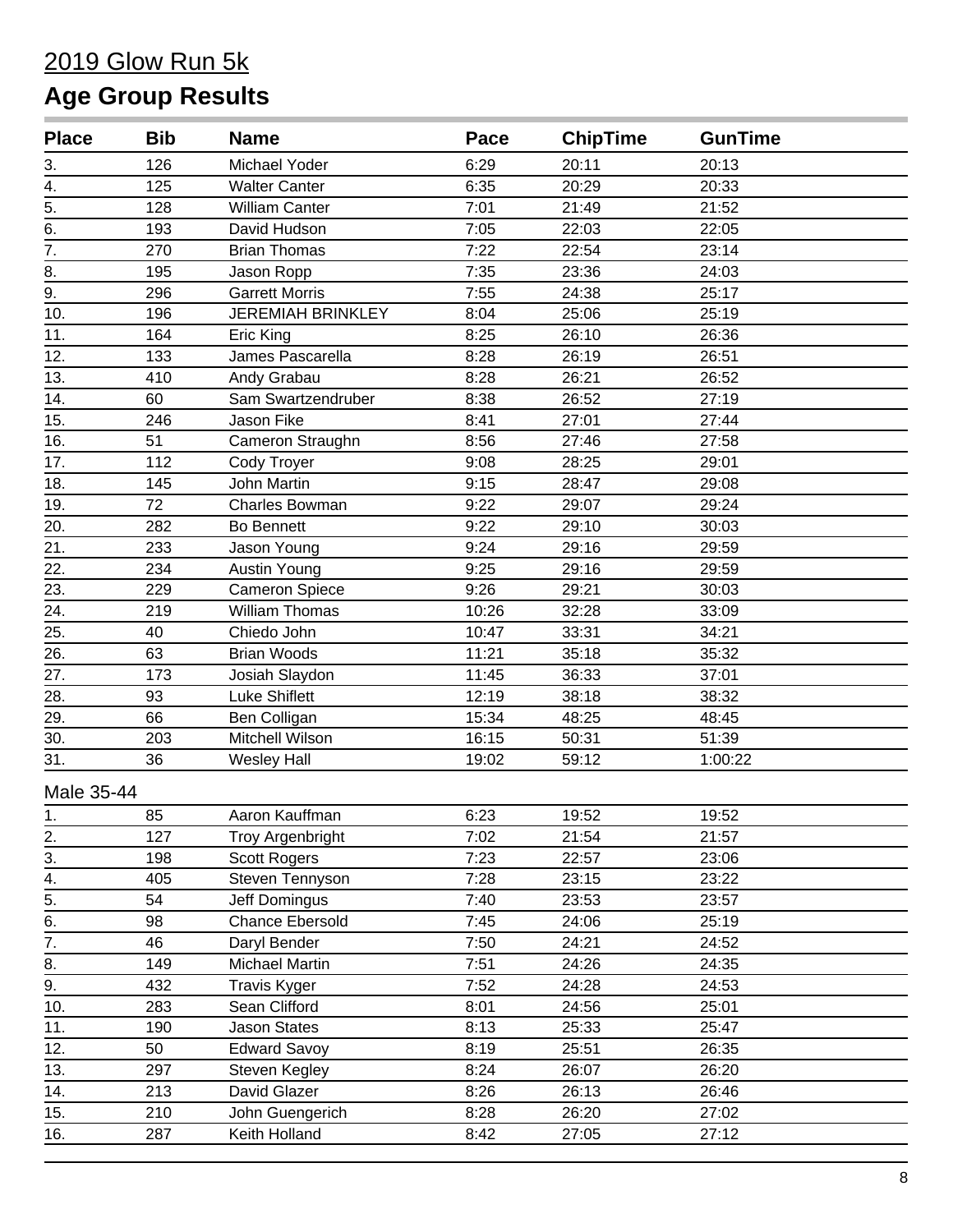# 2019 Glow Run 5k

## Age Group Results

| Place | Bib | Name | Pace | ChipTime | GunTime |
|---|---|---|---|---|---|
| 3. | 126 | Michael Yoder | 6:29 | 20:11 | 20:13 |
| 4. | 125 | Walter Canter | 6:35 | 20:29 | 20:33 |
| 5. | 128 | William Canter | 7:01 | 21:49 | 21:52 |
| 6. | 193 | David Hudson | 7:05 | 22:03 | 22:05 |
| 7. | 270 | Brian Thomas | 7:22 | 22:54 | 23:14 |
| 8. | 195 | Jason Ropp | 7:35 | 23:36 | 24:03 |
| 9. | 296 | Garrett Morris | 7:55 | 24:38 | 25:17 |
| 10. | 196 | JEREMIAH BRINKLEY | 8:04 | 25:06 | 25:19 |
| 11. | 164 | Eric King | 8:25 | 26:10 | 26:36 |
| 12. | 133 | James Pascarella | 8:28 | 26:19 | 26:51 |
| 13. | 410 | Andy Grabau | 8:28 | 26:21 | 26:52 |
| 14. | 60 | Sam Swartzendruber | 8:38 | 26:52 | 27:19 |
| 15. | 246 | Jason Fike | 8:41 | 27:01 | 27:44 |
| 16. | 51 | Cameron Straughn | 8:56 | 27:46 | 27:58 |
| 17. | 112 | Cody Troyer | 9:08 | 28:25 | 29:01 |
| 18. | 145 | John Martin | 9:15 | 28:47 | 29:08 |
| 19. | 72 | Charles Bowman | 9:22 | 29:07 | 29:24 |
| 20. | 282 | Bo Bennett | 9:22 | 29:10 | 30:03 |
| 21. | 233 | Jason Young | 9:24 | 29:16 | 29:59 |
| 22. | 234 | Austin Young | 9:25 | 29:16 | 29:59 |
| 23. | 229 | Cameron Spiece | 9:26 | 29:21 | 30:03 |
| 24. | 219 | William Thomas | 10:26 | 32:28 | 33:09 |
| 25. | 40 | Chiedo John | 10:47 | 33:31 | 34:21 |
| 26. | 63 | Brian Woods | 11:21 | 35:18 | 35:32 |
| 27. | 173 | Josiah Slaydon | 11:45 | 36:33 | 37:01 |
| 28. | 93 | Luke Shiflett | 12:19 | 38:18 | 38:32 |
| 29. | 66 | Ben Colligan | 15:34 | 48:25 | 48:45 |
| 30. | 203 | Mitchell Wilson | 16:15 | 50:31 | 51:39 |
| 31. | 36 | Wesley Hall | 19:02 | 59:12 | 1:00:22 |

### Male 35-44

| Place | Bib | Name | Pace | ChipTime | GunTime |
|---|---|---|---|---|---|
| 1. | 85 | Aaron Kauffman | 6:23 | 19:52 | 19:52 |
| 2. | 127 | Troy Argenbright | 7:02 | 21:54 | 21:57 |
| 3. | 198 | Scott Rogers | 7:23 | 22:57 | 23:06 |
| 4. | 405 | Steven Tennyson | 7:28 | 23:15 | 23:22 |
| 5. | 54 | Jeff Domingus | 7:40 | 23:53 | 23:57 |
| 6. | 98 | Chance Ebersold | 7:45 | 24:06 | 25:19 |
| 7. | 46 | Daryl Bender | 7:50 | 24:21 | 24:52 |
| 8. | 149 | Michael Martin | 7:51 | 24:26 | 24:35 |
| 9. | 432 | Travis Kyger | 7:52 | 24:28 | 24:53 |
| 10. | 283 | Sean Clifford | 8:01 | 24:56 | 25:01 |
| 11. | 190 | Jason States | 8:13 | 25:33 | 25:47 |
| 12. | 50 | Edward Savoy | 8:19 | 25:51 | 26:35 |
| 13. | 297 | Steven Kegley | 8:24 | 26:07 | 26:20 |
| 14. | 213 | David Glazer | 8:26 | 26:13 | 26:46 |
| 15. | 210 | John Guengerich | 8:28 | 26:20 | 27:02 |
| 16. | 287 | Keith Holland | 8:42 | 27:05 | 27:12 |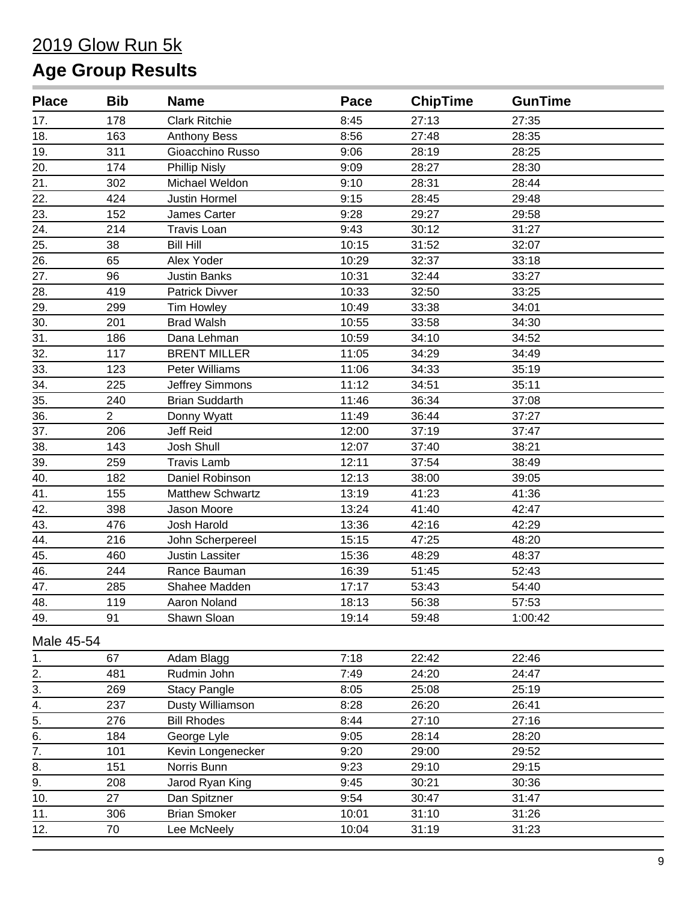## 2019 Glow Run 5k

# Age Group Results

| Place | Bib | Name | Pace | ChipTime | GunTime |
|---|---|---|---|---|---|
| 17. | 178 | Clark Ritchie | 8:45 | 27:13 | 27:35 |
| 18. | 163 | Anthony Bess | 8:56 | 27:48 | 28:35 |
| 19. | 311 | Gioacchino Russo | 9:06 | 28:19 | 28:25 |
| 20. | 174 | Phillip Nisly | 9:09 | 28:27 | 28:30 |
| 21. | 302 | Michael Weldon | 9:10 | 28:31 | 28:44 |
| 22. | 424 | Justin Hormel | 9:15 | 28:45 | 29:48 |
| 23. | 152 | James Carter | 9:28 | 29:27 | 29:58 |
| 24. | 214 | Travis Loan | 9:43 | 30:12 | 31:27 |
| 25. | 38 | Bill Hill | 10:15 | 31:52 | 32:07 |
| 26. | 65 | Alex Yoder | 10:29 | 32:37 | 33:18 |
| 27. | 96 | Justin Banks | 10:31 | 32:44 | 33:27 |
| 28. | 419 | Patrick Divver | 10:33 | 32:50 | 33:25 |
| 29. | 299 | Tim Howley | 10:49 | 33:38 | 34:01 |
| 30. | 201 | Brad Walsh | 10:55 | 33:58 | 34:30 |
| 31. | 186 | Dana Lehman | 10:59 | 34:10 | 34:52 |
| 32. | 117 | BRENT MILLER | 11:05 | 34:29 | 34:49 |
| 33. | 123 | Peter Williams | 11:06 | 34:33 | 35:19 |
| 34. | 225 | Jeffrey Simmons | 11:12 | 34:51 | 35:11 |
| 35. | 240 | Brian Suddarth | 11:46 | 36:34 | 37:08 |
| 36. | 2 | Donny Wyatt | 11:49 | 36:44 | 37:27 |
| 37. | 206 | Jeff Reid | 12:00 | 37:19 | 37:47 |
| 38. | 143 | Josh Shull | 12:07 | 37:40 | 38:21 |
| 39. | 259 | Travis Lamb | 12:11 | 37:54 | 38:49 |
| 40. | 182 | Daniel Robinson | 12:13 | 38:00 | 39:05 |
| 41. | 155 | Matthew Schwartz | 13:19 | 41:23 | 41:36 |
| 42. | 398 | Jason Moore | 13:24 | 41:40 | 42:47 |
| 43. | 476 | Josh Harold | 13:36 | 42:16 | 42:29 |
| 44. | 216 | John Scherpereel | 15:15 | 47:25 | 48:20 |
| 45. | 460 | Justin Lassiter | 15:36 | 48:29 | 48:37 |
| 46. | 244 | Rance Bauman | 16:39 | 51:45 | 52:43 |
| 47. | 285 | Shahee Madden | 17:17 | 53:43 | 54:40 |
| 48. | 119 | Aaron Noland | 18:13 | 56:38 | 57:53 |
| 49. | 91 | Shawn Sloan | 19:14 | 59:48 | 1:00:42 |

Male 45-54

| Place | Bib | Name | Pace | ChipTime | GunTime |
|---|---|---|---|---|---|
| 1. | 67 | Adam Blagg | 7:18 | 22:42 | 22:46 |
| 2. | 481 | Rudmin John | 7:49 | 24:20 | 24:47 |
| 3. | 269 | Stacy Pangle | 8:05 | 25:08 | 25:19 |
| 4. | 237 | Dusty Williamson | 8:28 | 26:20 | 26:41 |
| 5. | 276 | Bill Rhodes | 8:44 | 27:10 | 27:16 |
| 6. | 184 | George Lyle | 9:05 | 28:14 | 28:20 |
| 7. | 101 | Kevin Longenecker | 9:20 | 29:00 | 29:52 |
| 8. | 151 | Norris Bunn | 9:23 | 29:10 | 29:15 |
| 9. | 208 | Jarod Ryan King | 9:45 | 30:21 | 30:36 |
| 10. | 27 | Dan Spitzner | 9:54 | 30:47 | 31:47 |
| 11. | 306 | Brian Smoker | 10:01 | 31:10 | 31:26 |
| 12. | 70 | Lee McNeely | 10:04 | 31:19 | 31:23 |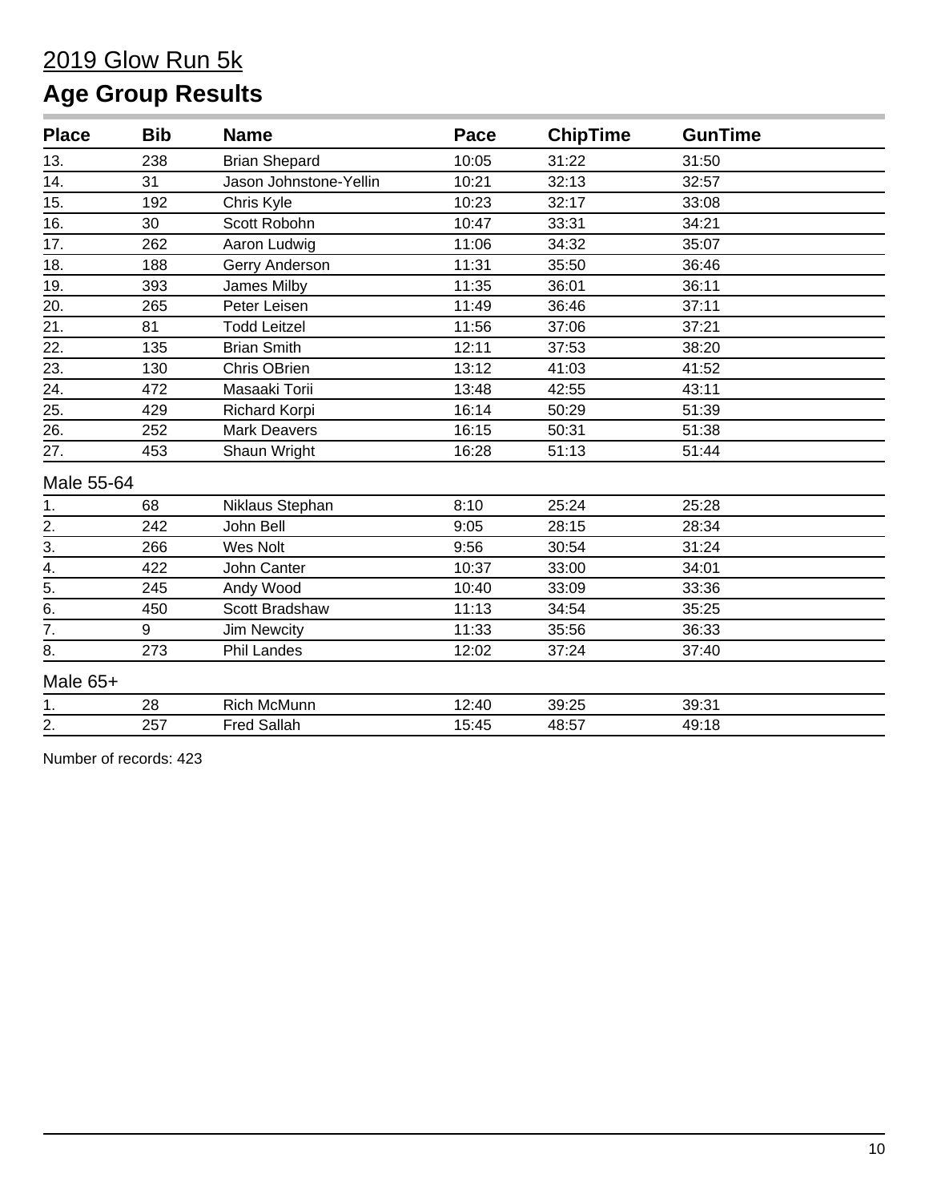# 2019 Glow Run 5k

## Age Group Results

| Place | Bib | Name | Pace | ChipTime | GunTime |
|---|---|---|---|---|---|
| 13. | 238 | Brian Shepard | 10:05 | 31:22 | 31:50 |
| 14. | 31 | Jason Johnstone-Yellin | 10:21 | 32:13 | 32:57 |
| 15. | 192 | Chris Kyle | 10:23 | 32:17 | 33:08 |
| 16. | 30 | Scott Robohn | 10:47 | 33:31 | 34:21 |
| 17. | 262 | Aaron Ludwig | 11:06 | 34:32 | 35:07 |
| 18. | 188 | Gerry Anderson | 11:31 | 35:50 | 36:46 |
| 19. | 393 | James Milby | 11:35 | 36:01 | 36:11 |
| 20. | 265 | Peter Leisen | 11:49 | 36:46 | 37:11 |
| 21. | 81 | Todd Leitzel | 11:56 | 37:06 | 37:21 |
| 22. | 135 | Brian Smith | 12:11 | 37:53 | 38:20 |
| 23. | 130 | Chris OBrien | 13:12 | 41:03 | 41:52 |
| 24. | 472 | Masaaki Torii | 13:48 | 42:55 | 43:11 |
| 25. | 429 | Richard Korpi | 16:14 | 50:29 | 51:39 |
| 26. | 252 | Mark Deavers | 16:15 | 50:31 | 51:38 |
| 27. | 453 | Shaun Wright | 16:28 | 51:13 | 51:44 |

### Male 55-64

| Place | Bib | Name | Pace | ChipTime | GunTime |
|---|---|---|---|---|---|
| 1. | 68 | Niklaus Stephan | 8:10 | 25:24 | 25:28 |
| 2. | 242 | John Bell | 9:05 | 28:15 | 28:34 |
| 3. | 266 | Wes Nolt | 9:56 | 30:54 | 31:24 |
| 4. | 422 | John Canter | 10:37 | 33:00 | 34:01 |
| 5. | 245 | Andy Wood | 10:40 | 33:09 | 33:36 |
| 6. | 450 | Scott Bradshaw | 11:13 | 34:54 | 35:25 |
| 7. | 9 | Jim Newcity | 11:33 | 35:56 | 36:33 |
| 8. | 273 | Phil Landes | 12:02 | 37:24 | 37:40 |

### Male 65+

| Place | Bib | Name | Pace | ChipTime | GunTime |
|---|---|---|---|---|---|
| 1. | 28 | Rich McMunn | 12:40 | 39:25 | 39:31 |
| 2. | 257 | Fred Sallah | 15:45 | 48:57 | 49:18 |

Number of records: 423